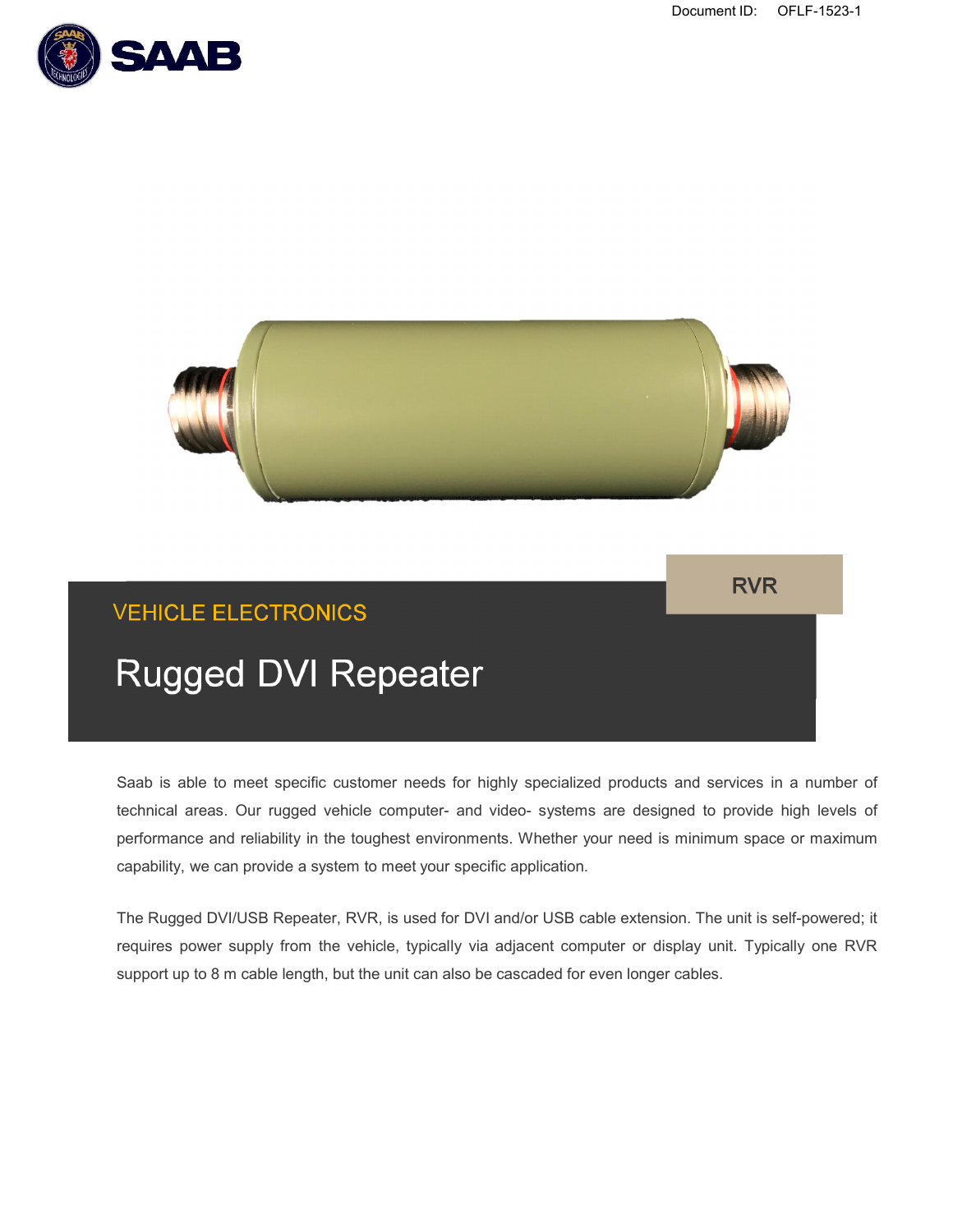Document ID: OFLF-1523-1

RVR

VEHICLE ELECTRONICS

# Rugged DVI Repeater

Saab is able to meet specific customer needs for highly specialized products and services in a number of technical areas. Our rugged vehicle computer- and video- systems are designed to provide high levels of performance and reliability in the toughest environments. Whether your need is minimum space or maximum capability, we can provide a system to meet your specific application.

The Rugged DVI/USB Repeater, RVR, is used for DVI and/or USB cable extension. The unit is self-powered; it requires power supply from the vehicle, typically via adjacent computer or display unit. Typically one RVR support up to 8 m cable length, but the unit can also be cascaded for even longer cables.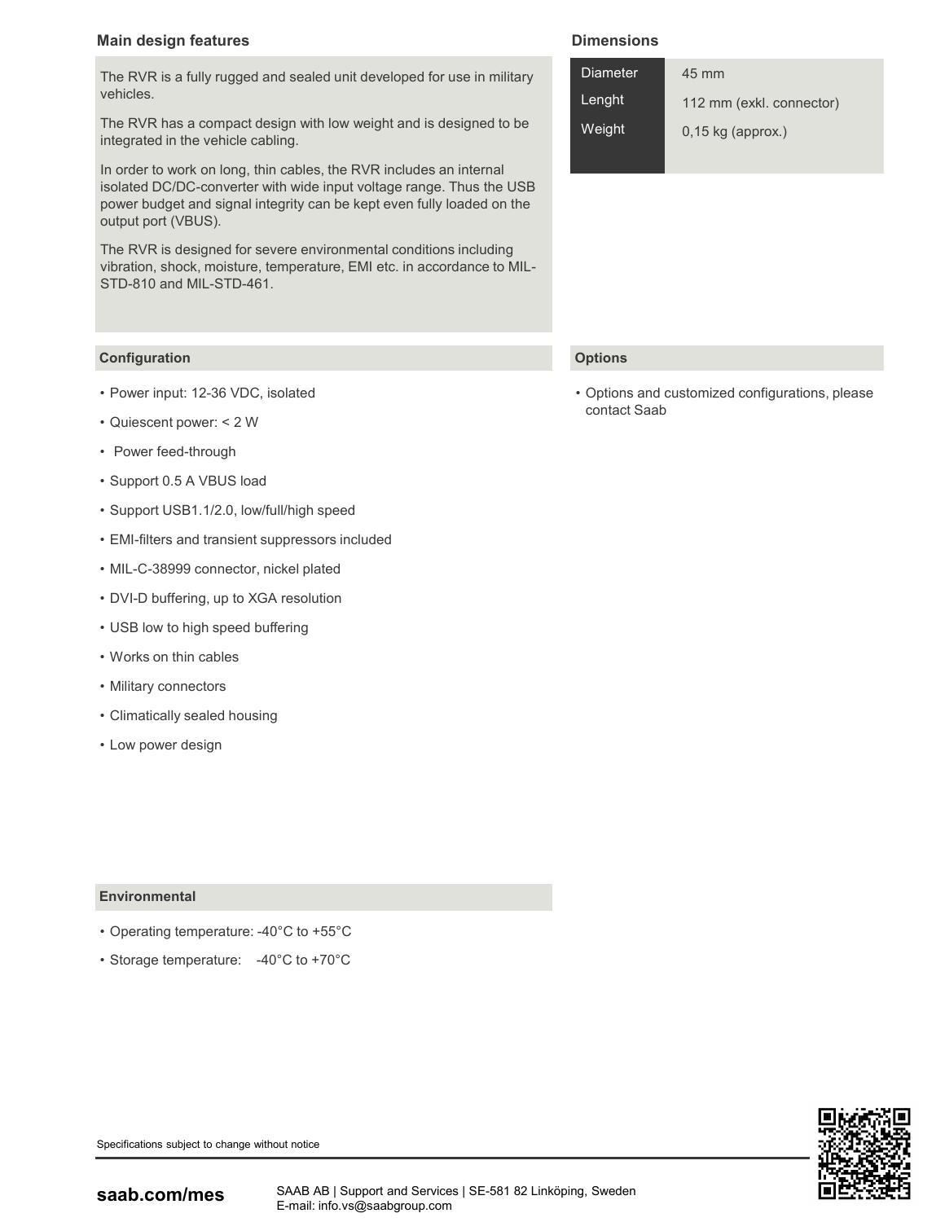## Main design features

The RVR is a fully rugged and sealed unit developed for use in military vehicles.

The RVR has a compact design with low weight and is designed to be integrated in the vehicle cabling.

In order to work on long, thin cables, the RVR includes an internal isolated DC/DC-converter with wide input voltage range. Thus the USB power budget and signal integrity can be kept even fully loaded on the output port (VBUS).

The RVR is designed for severe environmental conditions including vibration, shock, moisture, temperature, EMI etc. in accordance to MIL-STD-810 and MIL-STD-461.

## Configuration

- Power input: 12-36 VDC, isolated
- Quiescent power: < 2 W
- Power feed-through
- Support 0.5 A VBUS load
- Support USB1.1/2.0, low/full/high speed
- EMI-filters and transient suppressors included
- MIL-C-38999 connector, nickel plated
- DVI-D buffering, up to XGA resolution
- USB low to high speed buffering
- Works on thin cables
- Military connectors
- Climatically sealed housing
- Low power design

## Environmental

- Operating temperature: -40°C to +55°C
- Storage temperature: -40°C to +70°C

## Dimensions

| | |
|---|---|
| Diameter | 45 mm |
| Lenght | 112 mm (exkl. connector) |
| Weight | 0,15 kg (approx.) |

## Options

- Options and customized configurations, please contact Saab

Specifications subject to change without notice

**saab.com/mes**

SAAB AB | Support and Services | SE-581 82 Linköping, Sweden
E-mail: info.vs@saabgroup.com